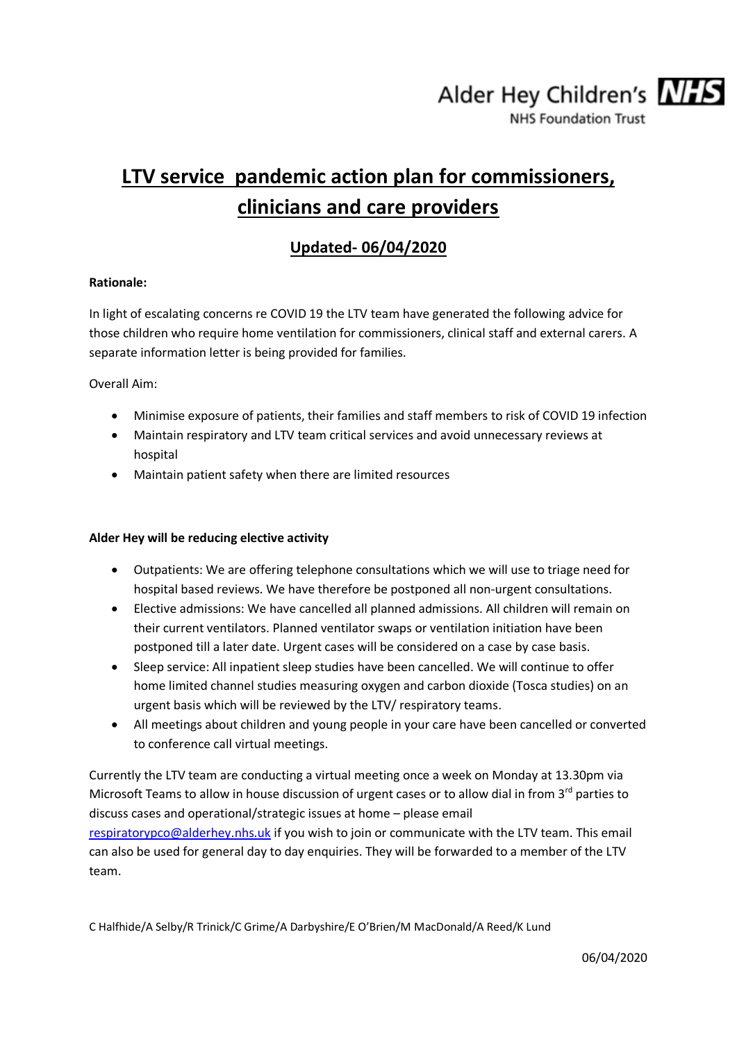Alder Hey Children's NHS
NHS Foundation Trust

# LTV service pandemic action plan for commissioners, clinicians and care providers

## Updated- 06/04/2020

**Rationale:**

In light of escalating concerns re COVID 19 the LTV team have generated the following advice for those children who require home ventilation for commissioners, clinical staff and external carers. A separate information letter is being provided for families.

Overall Aim:

- Minimise exposure of patients, their families and staff members to risk of COVID 19 infection
- Maintain respiratory and LTV team critical services and avoid unnecessary reviews at hospital
- Maintain patient safety when there are limited resources

**Alder Hey will be reducing elective activity**

- Outpatients: We are offering telephone consultations which we will use to triage need for hospital based reviews. We have therefore be postponed all non-urgent consultations.
- Elective admissions: We have cancelled all planned admissions. All children will remain on their current ventilators. Planned ventilator swaps or ventilation initiation have been postponed till a later date. Urgent cases will be considered on a case by case basis.
- Sleep service: All inpatient sleep studies have been cancelled. We will continue to offer home limited channel studies measuring oxygen and carbon dioxide (Tosca studies) on an urgent basis which will be reviewed by the LTV/ respiratory teams.
- All meetings about children and young people in your care have been cancelled or converted to conference call virtual meetings.

Currently the LTV team are conducting a virtual meeting once a week on Monday at 13.30pm via Microsoft Teams to allow in house discussion of urgent cases or to allow dial in from 3rd parties to discuss cases and operational/strategic issues at home – please email respiratorypco@alderhey.nhs.uk if you wish to join or communicate with the LTV team. This email can also be used for general day to day enquiries. They will be forwarded to a member of the LTV team.

C Halfhide/A Selby/R Trinick/C Grime/A Darbyshire/E O'Brien/M MacDonald/A Reed/K Lund

06/04/2020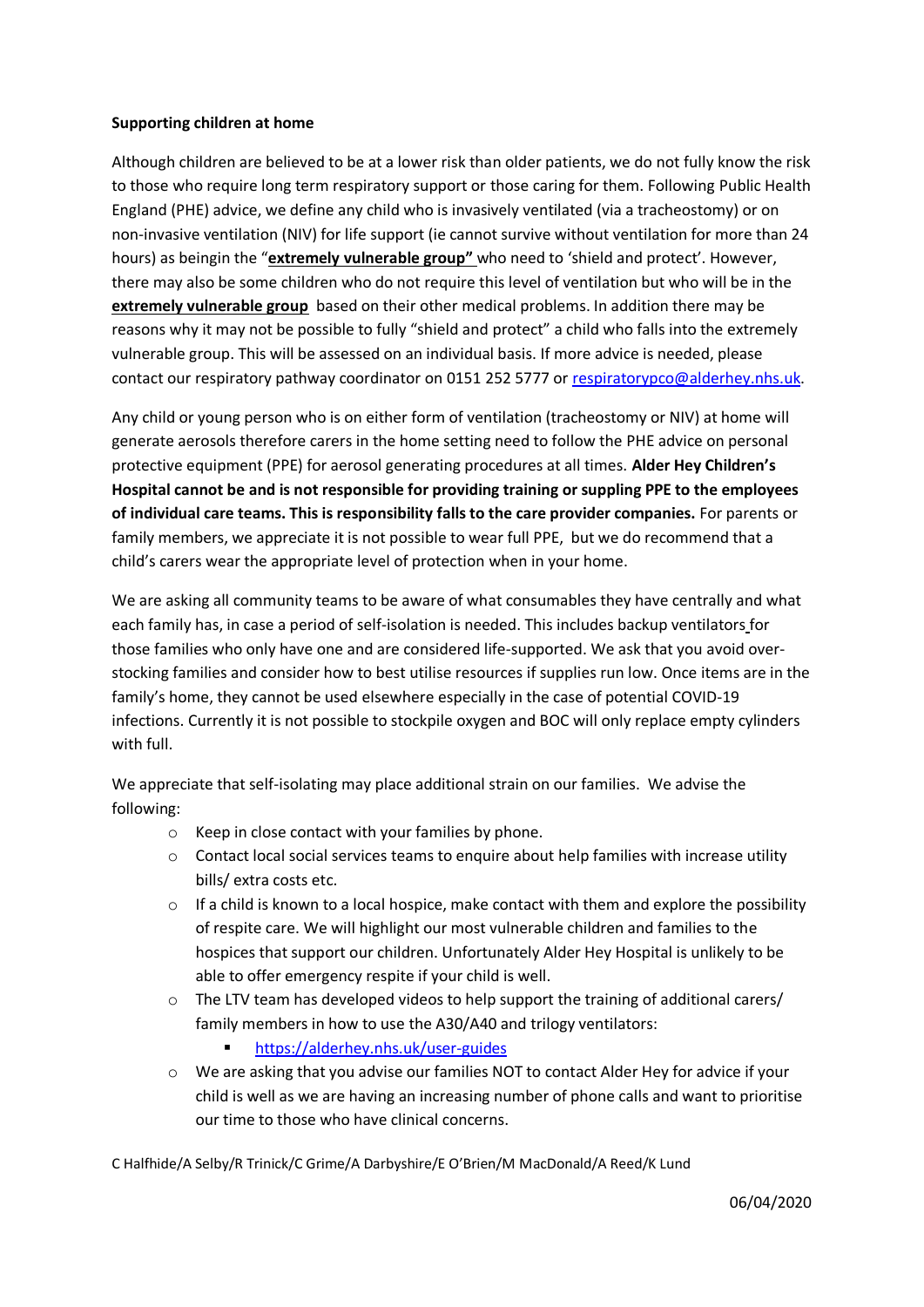**Supporting children at home**

Although children are believed to be at a lower risk than older patients, we do not fully know the risk to those who require long term respiratory support or those caring for them. Following Public Health England (PHE) advice, we define any child who is invasively ventilated (via a tracheostomy) or on non-invasive ventilation (NIV) for life support (ie cannot survive without ventilation for more than 24 hours) as beingin the "**extremely vulnerable group"** who need to 'shield and protect'. However, there may also be some children who do not require this level of ventilation but who will be in the **extremely vulnerable group** based on their other medical problems. In addition there may be reasons why it may not be possible to fully "shield and protect" a child who falls into the extremely vulnerable group. This will be assessed on an individual basis. If more advice is needed, please contact our respiratory pathway coordinator on 0151 252 5777 or respiratorypco@alderhey.nhs.uk.

Any child or young person who is on either form of ventilation (tracheostomy or NIV) at home will generate aerosols therefore carers in the home setting need to follow the PHE advice on personal protective equipment (PPE) for aerosol generating procedures at all times. **Alder Hey Children's Hospital cannot be and is not responsible for providing training or suppling PPE to the employees of individual care teams. This is responsibility falls to the care provider companies.** For parents or family members, we appreciate it is not possible to wear full PPE, but we do recommend that a child's carers wear the appropriate level of protection when in your home.

We are asking all community teams to be aware of what consumables they have centrally and what each family has, in case a period of self-isolation is needed. This includes backup ventilators for those families who only have one and are considered life-supported. We ask that you avoid over-stocking families and consider how to best utilise resources if supplies run low. Once items are in the family's home, they cannot be used elsewhere especially in the case of potential COVID-19 infections. Currently it is not possible to stockpile oxygen and BOC will only replace empty cylinders with full.

We appreciate that self-isolating may place additional strain on our families. We advise the following:

- Keep in close contact with your families by phone.
- Contact local social services teams to enquire about help families with increase utility bills/ extra costs etc.
- If a child is known to a local hospice, make contact with them and explore the possibility of respite care. We will highlight our most vulnerable children and families to the hospices that support our children. Unfortunately Alder Hey Hospital is unlikely to be able to offer emergency respite if your child is well.
- The LTV team has developed videos to help support the training of additional carers/ family members in how to use the A30/A40 and trilogy ventilators:
  - https://alderhey.nhs.uk/user-guides
- We are asking that you advise our families NOT to contact Alder Hey for advice if your child is well as we are having an increasing number of phone calls and want to prioritise our time to those who have clinical concerns.

C Halfhide/A Selby/R Trinick/C Grime/A Darbyshire/E O'Brien/M MacDonald/A Reed/K Lund

06/04/2020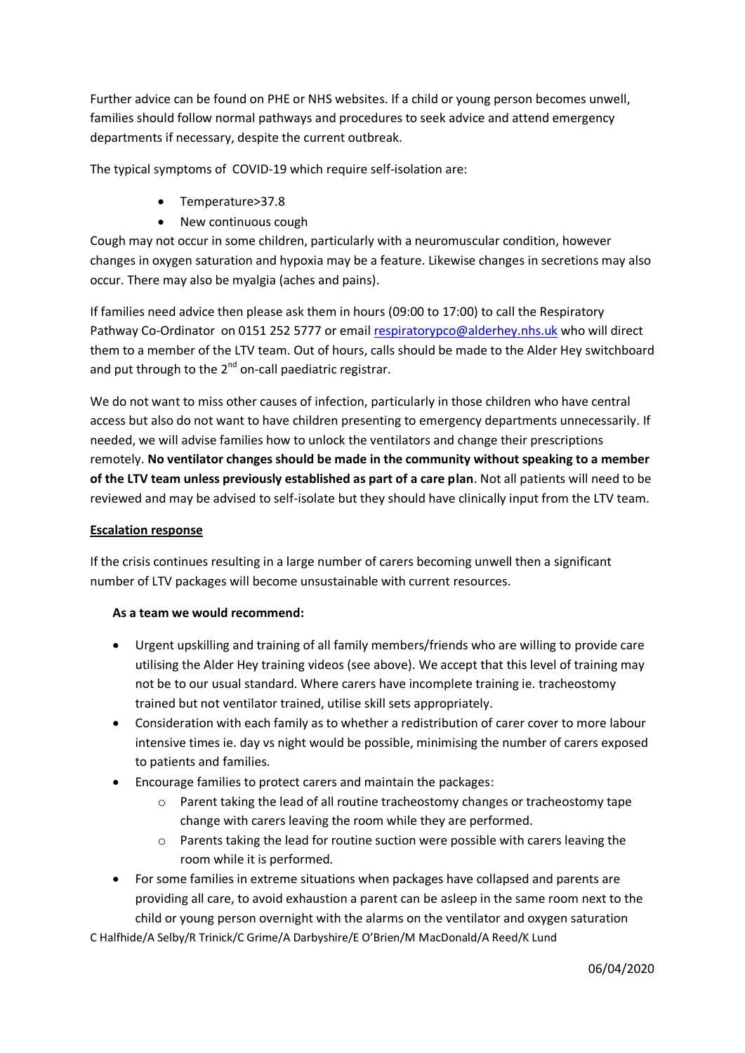Further advice can be found on PHE or NHS websites. If a child or young person becomes unwell, families should follow normal pathways and procedures to seek advice and attend emergency departments if necessary, despite the current outbreak.

The typical symptoms of COVID-19 which require self-isolation are:

- Temperature>37.8
- New continuous cough

Cough may not occur in some children, particularly with a neuromuscular condition, however changes in oxygen saturation and hypoxia may be a feature. Likewise changes in secretions may also occur. There may also be myalgia (aches and pains).

If families need advice then please ask them in hours (09:00 to 17:00) to call the Respiratory Pathway Co-Ordinator on 0151 252 5777 or email respiratorypco@alderhey.nhs.uk who will direct them to a member of the LTV team. Out of hours, calls should be made to the Alder Hey switchboard and put through to the 2nd on-call paediatric registrar.

We do not want to miss other causes of infection, particularly in those children who have central access but also do not want to have children presenting to emergency departments unnecessarily. If needed, we will advise families how to unlock the ventilators and change their prescriptions remotely. **No ventilator changes should be made in the community without speaking to a member of the LTV team unless previously established as part of a care plan**. Not all patients will need to be reviewed and may be advised to self-isolate but they should have clinically input from the LTV team.

## Escalation response

If the crisis continues resulting in a large number of carers becoming unwell then a significant number of LTV packages will become unsustainable with current resources.

**As a team we would recommend:**

- Urgent upskilling and training of all family members/friends who are willing to provide care utilising the Alder Hey training videos (see above). We accept that this level of training may not be to our usual standard. Where carers have incomplete training ie. tracheostomy trained but not ventilator trained, utilise skill sets appropriately.
- Consideration with each family as to whether a redistribution of carer cover to more labour intensive times ie. day vs night would be possible, minimising the number of carers exposed to patients and families.
- Encourage families to protect carers and maintain the packages:
  - Parent taking the lead of all routine tracheostomy changes or tracheostomy tape change with carers leaving the room while they are performed.
  - Parents taking the lead for routine suction were possible with carers leaving the room while it is performed.
- For some families in extreme situations when packages have collapsed and parents are providing all care, to avoid exhaustion a parent can be asleep in the same room next to the child or young person overnight with the alarms on the ventilator and oxygen saturation

C Halfhide/A Selby/R Trinick/C Grime/A Darbyshire/E O'Brien/M MacDonald/A Reed/K Lund

06/04/2020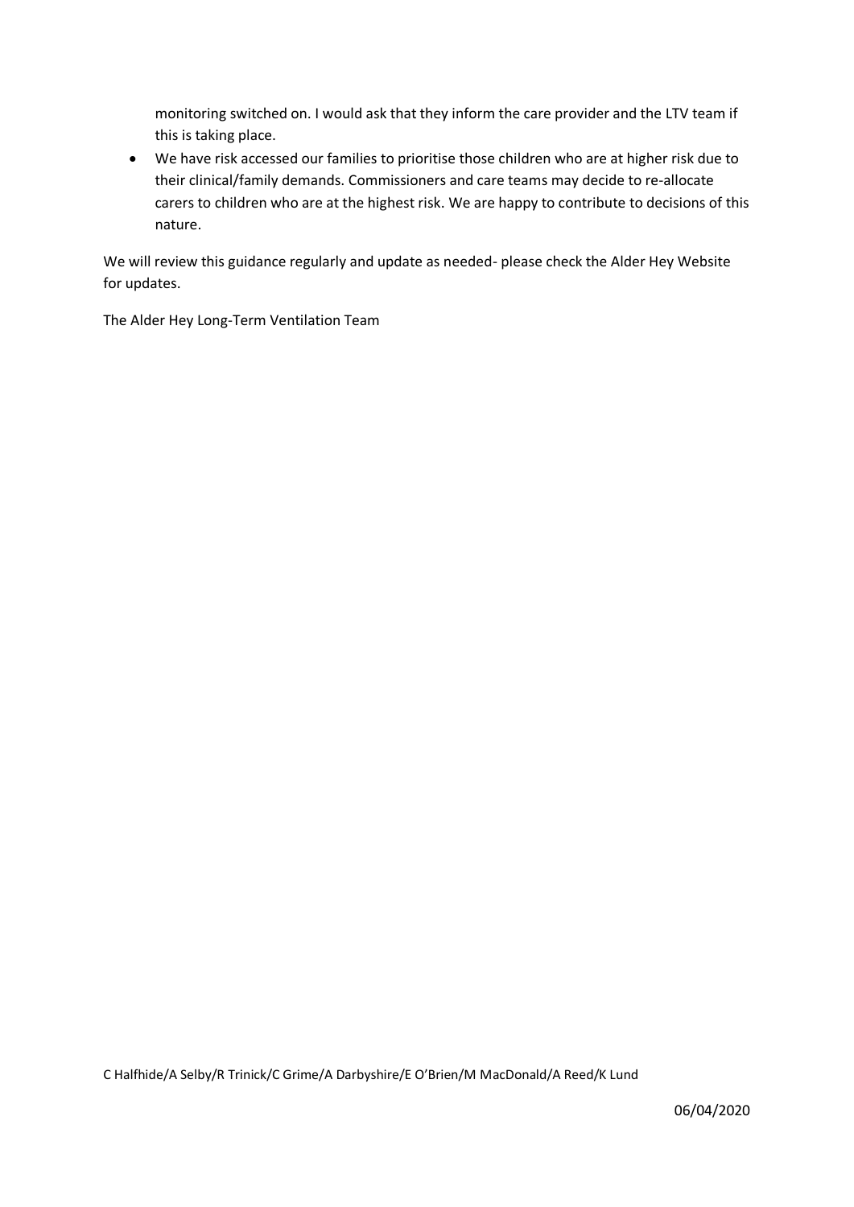monitoring switched on. I would ask that they inform the care provider and the LTV team if this is taking place.

- We have risk accessed our families to prioritise those children who are at higher risk due to their clinical/family demands. Commissioners and care teams may decide to re-allocate carers to children who are at the highest risk. We are happy to contribute to decisions of this nature.

We will review this guidance regularly and update as needed- please check the Alder Hey Website for updates.

The Alder Hey Long-Term Ventilation Team

C Halfhide/A Selby/R Trinick/C Grime/A Darbyshire/E O'Brien/M MacDonald/A Reed/K Lund

06/04/2020